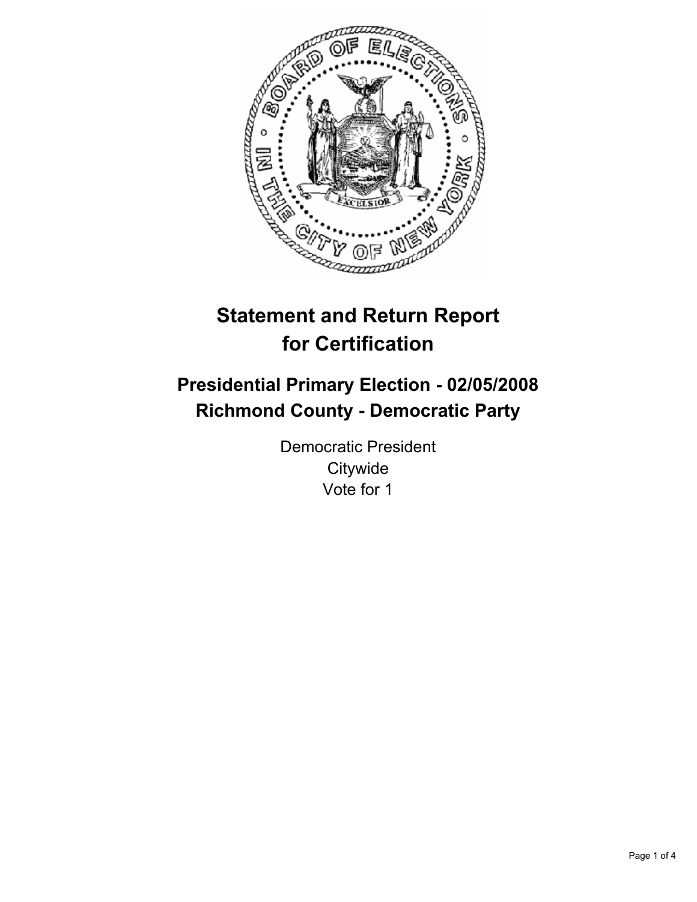# Statement and Return Report for Certification

## Presidential Primary Election - 02/05/2008
## Richmond County - Democratic Party

Democratic President
Citywide
Vote for 1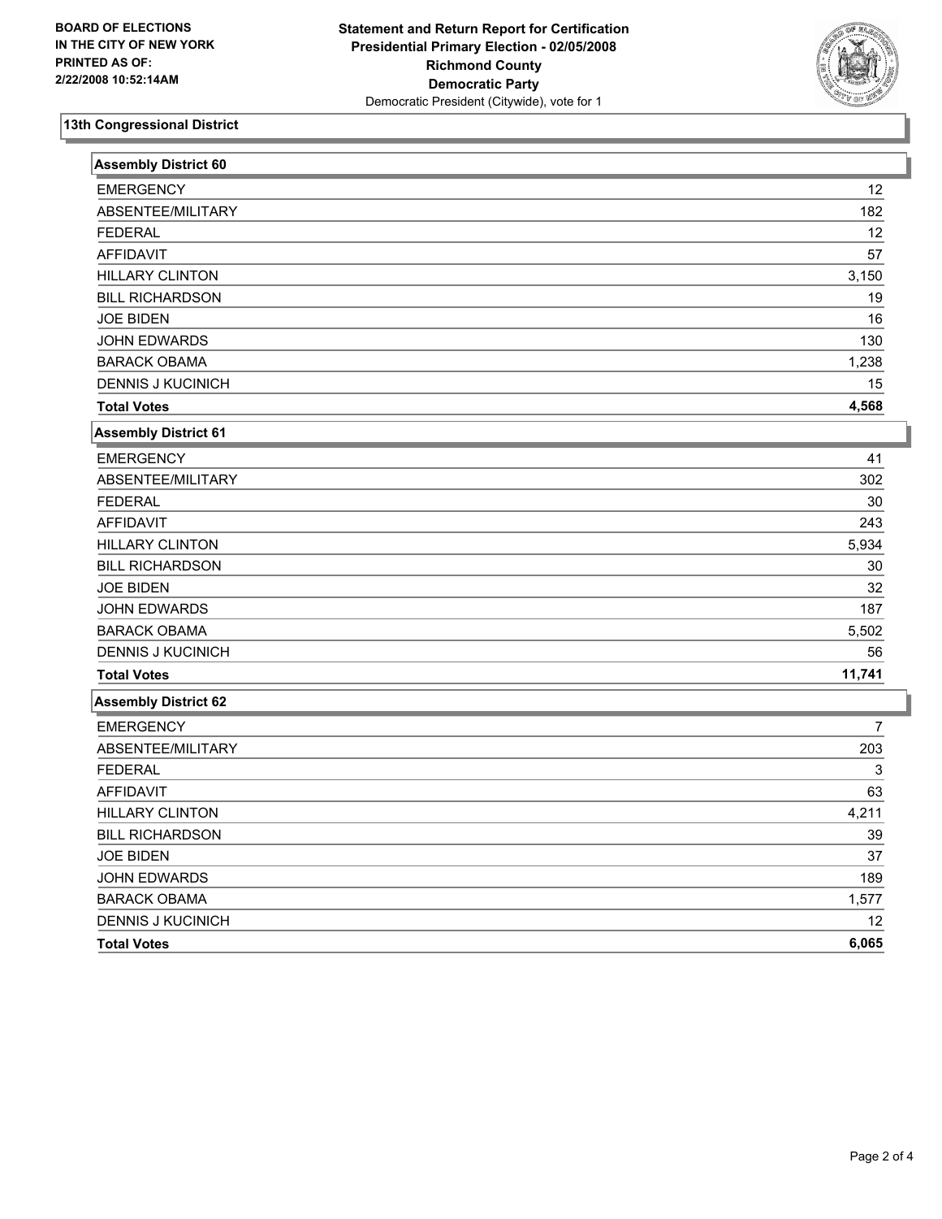**BOARD OF ELECTIONS IN THE CITY OF NEW YORK PRINTED AS OF: 2/22/2008 10:52:14AM**

**Statement and Return Report for Certification**
**Presidential Primary Election - 02/05/2008**
**Richmond County**
**Democratic Party**
Democratic President (Citywide), vote for 1

## 13th Congressional District

### Assembly District 60

| | |
|---|---|
| EMERGENCY | 12 |
| ABSENTEE/MILITARY | 182 |
| FEDERAL | 12 |
| AFFIDAVIT | 57 |
| HILLARY CLINTON | 3,150 |
| BILL RICHARDSON | 19 |
| JOE BIDEN | 16 |
| JOHN EDWARDS | 130 |
| BARACK OBAMA | 1,238 |
| DENNIS J KUCINICH | 15 |
| **Total Votes** | **4,568** |

### Assembly District 61

| | |
|---|---|
| EMERGENCY | 41 |
| ABSENTEE/MILITARY | 302 |
| FEDERAL | 30 |
| AFFIDAVIT | 243 |
| HILLARY CLINTON | 5,934 |
| BILL RICHARDSON | 30 |
| JOE BIDEN | 32 |
| JOHN EDWARDS | 187 |
| BARACK OBAMA | 5,502 |
| DENNIS J KUCINICH | 56 |
| **Total Votes** | **11,741** |

### Assembly District 62

| | |
|---|---|
| EMERGENCY | 7 |
| ABSENTEE/MILITARY | 203 |
| FEDERAL | 3 |
| AFFIDAVIT | 63 |
| HILLARY CLINTON | 4,211 |
| BILL RICHARDSON | 39 |
| JOE BIDEN | 37 |
| JOHN EDWARDS | 189 |
| BARACK OBAMA | 1,577 |
| DENNIS J KUCINICH | 12 |
| **Total Votes** | **6,065** |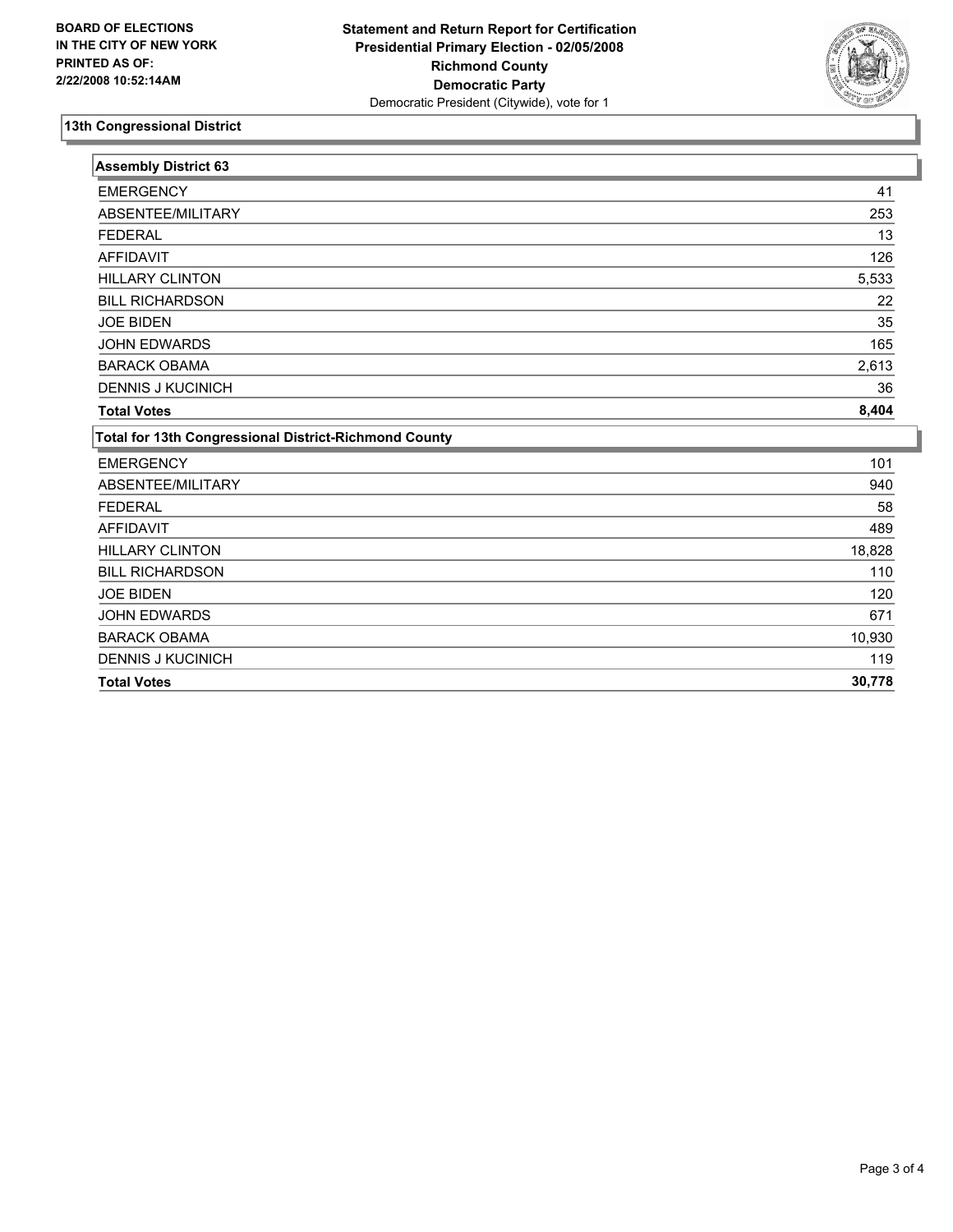**BOARD OF ELECTIONS IN THE CITY OF NEW YORK PRINTED AS OF: 2/22/2008 10:52:14AM**

**Statement and Return Report for Certification**
**Presidential Primary Election - 02/05/2008**
**Richmond County**
**Democratic Party**
Democratic President (Citywide), vote for 1

## 13th Congressional District

| Assembly District 63 | |
|---|---|
| EMERGENCY | 41 |
| ABSENTEE/MILITARY | 253 |
| FEDERAL | 13 |
| AFFIDAVIT | 126 |
| HILLARY CLINTON | 5,533 |
| BILL RICHARDSON | 22 |
| JOE BIDEN | 35 |
| JOHN EDWARDS | 165 |
| BARACK OBAMA | 2,613 |
| DENNIS J KUCINICH | 36 |
| **Total Votes** | **8,404** |

| Total for 13th Congressional District-Richmond County | |
|---|---|
| EMERGENCY | 101 |
| ABSENTEE/MILITARY | 940 |
| FEDERAL | 58 |
| AFFIDAVIT | 489 |
| HILLARY CLINTON | 18,828 |
| BILL RICHARDSON | 110 |
| JOE BIDEN | 120 |
| JOHN EDWARDS | 671 |
| BARACK OBAMA | 10,930 |
| DENNIS J KUCINICH | 119 |
| **Total Votes** | **30,778** |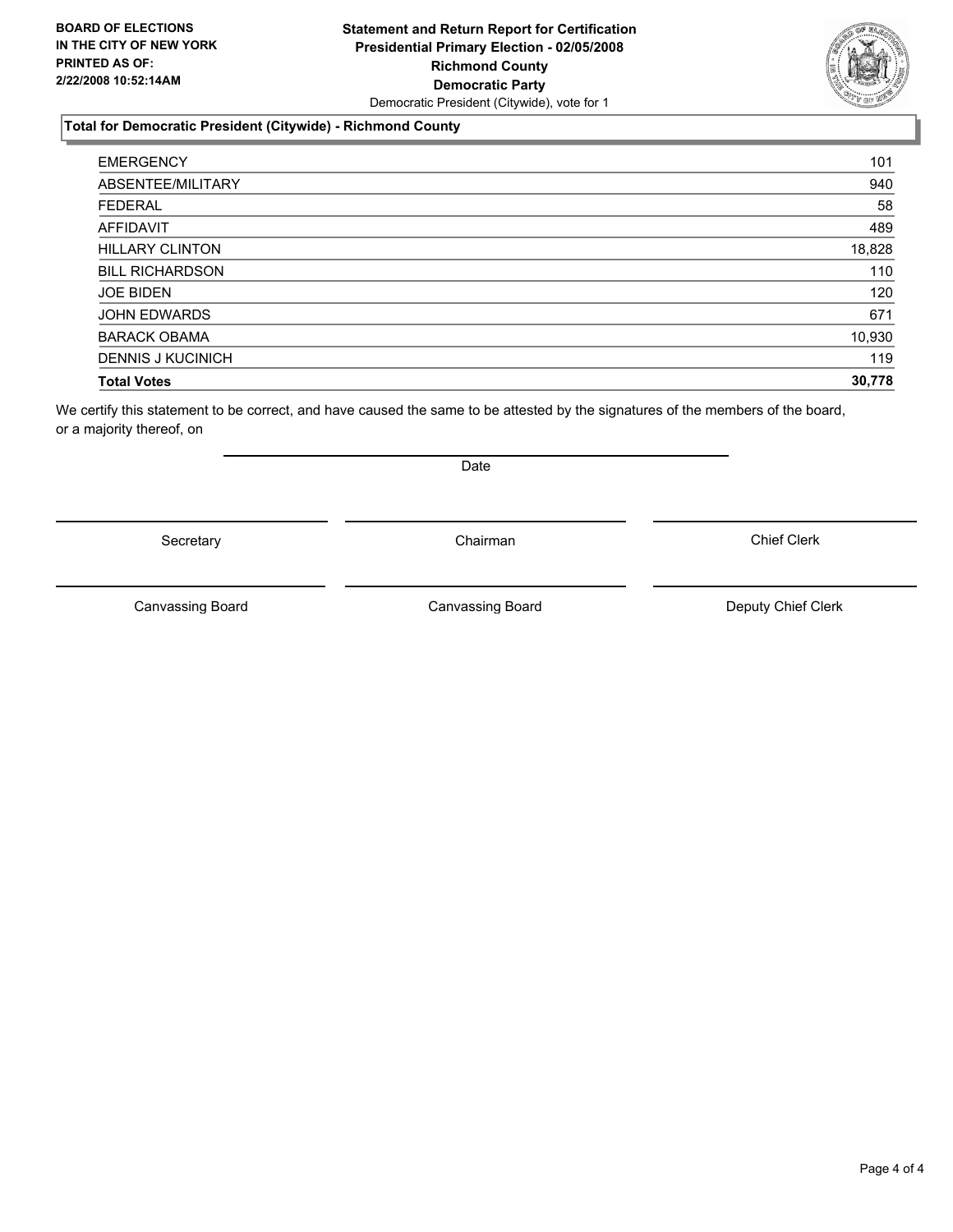**BOARD OF ELECTIONS**
**IN THE CITY OF NEW YORK**
**PRINTED AS OF:**
**2/22/2008 10:52:14AM**

# Statement and Return Report for Certification
## Presidential Primary Election - 02/05/2008
## Richmond County
## Democratic Party

Democratic President (Citywide), vote for 1

### Total for Democratic President (Citywide) - Richmond County

| | |
|---|---|
| EMERGENCY | 101 |
| ABSENTEE/MILITARY | 940 |
| FEDERAL | 58 |
| AFFIDAVIT | 489 |
| HILLARY CLINTON | 18,828 |
| BILL RICHARDSON | 110 |
| JOE BIDEN | 120 |
| JOHN EDWARDS | 671 |
| BARACK OBAMA | 10,930 |
| DENNIS J KUCINICH | 119 |
| **Total Votes** | **30,778** |

We certify this statement to be correct, and have caused the same to be attested by the signatures of the members of the board, or a majority thereof, on

Date

Secretary

Chairman

Chief Clerk

Canvassing Board

Canvassing Board

Deputy Chief Clerk